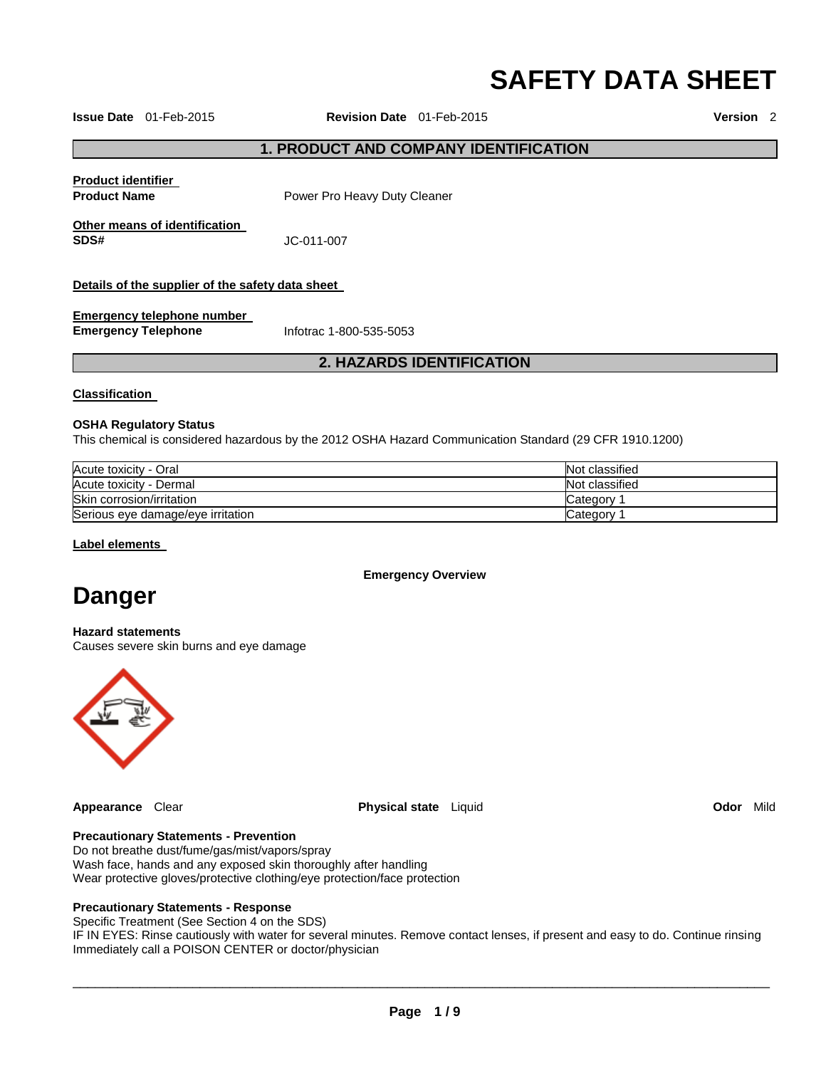# SAFETY DATA SHEET

**Issue Date** 01-Feb-2015 **Revision Date** 01-Feb-2015 **Version** 2

## 1. PRODUCT AND COMPANY IDENTIFICATION

**Product identifier**

**Product Name** Power Pro Heavy Duty Cleaner

**Other means of identification**

**SDS#** JC-011-007

**Details of the supplier of the safety data sheet**

**Emergency telephone number**

**Emergency Telephone** Infotrac 1-800-535-5053

## 2. HAZARDS IDENTIFICATION

**Classification**

**OSHA Regulatory Status**

This chemical is considered hazardous by the 2012 OSHA Hazard Communication Standard (29 CFR 1910.1200)

| | |
|---|---|
| Acute toxicity - Oral | Not classified |
| Acute toxicity - Dermal | Not classified |
| Skin corrosion/irritation | Category 1 |
| Serious eye damage/eye irritation | Category 1 |

**Label elements**

**Emergency Overview**

# Danger

**Hazard statements**

Causes severe skin burns and eye damage

**Appearance** Clear **Physical state** Liquid **Odor** Mild

**Precautionary Statements - Prevention**

Do not breathe dust/fume/gas/mist/vapors/spray

Wash face, hands and any exposed skin thoroughly after handling

Wear protective gloves/protective clothing/eye protection/face protection

**Precautionary Statements - Response**

Specific Treatment (See Section 4 on the SDS)

IF IN EYES: Rinse cautiously with water for several minutes. Remove contact lenses, if present and easy to do. Continue rinsing

Immediately call a POISON CENTER or doctor/physician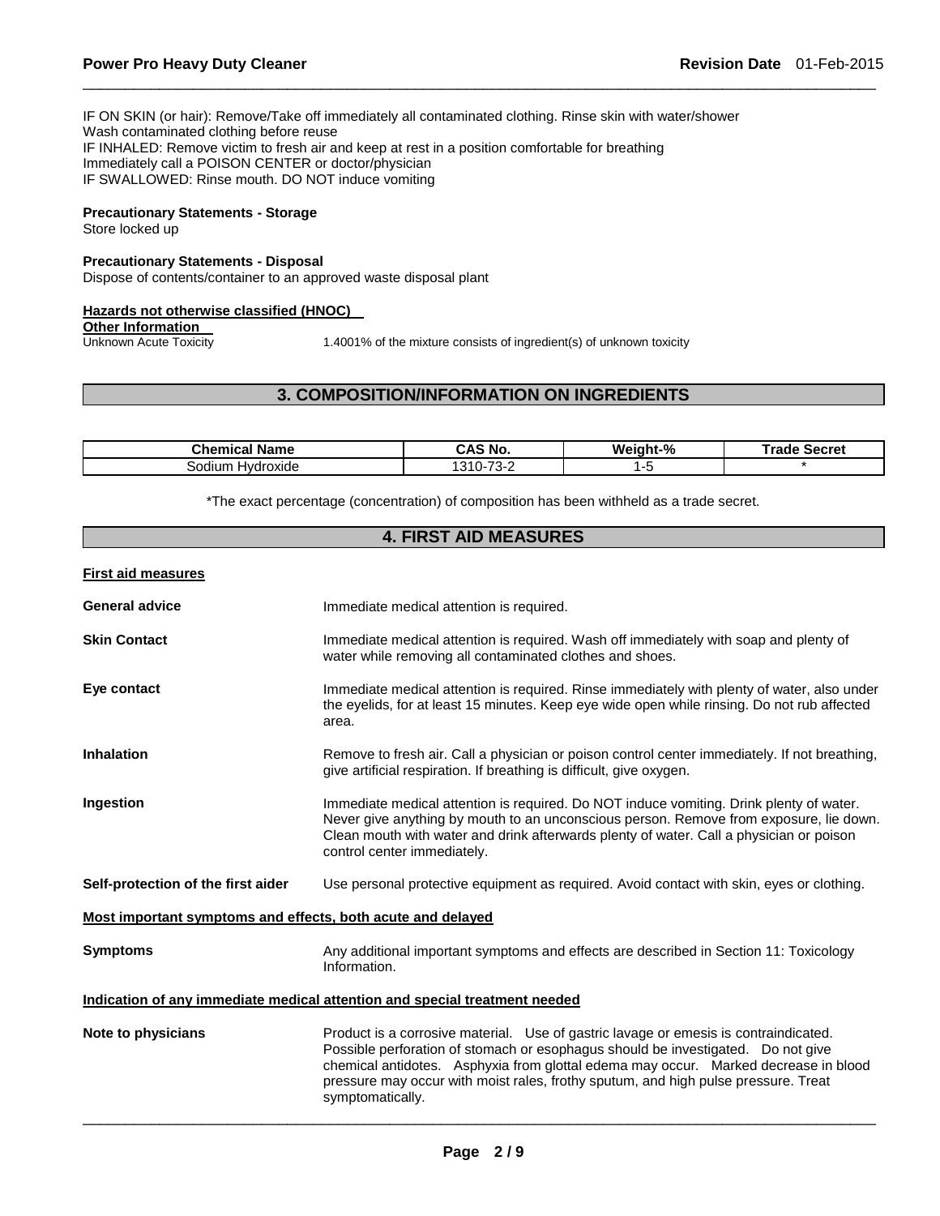IF ON SKIN (or hair): Remove/Take off immediately all contaminated clothing. Rinse skin with water/shower
Wash contaminated clothing before reuse
IF INHALED: Remove victim to fresh air and keep at rest in a position comfortable for breathing
Immediately call a POISON CENTER or doctor/physician
IF SWALLOWED: Rinse mouth. DO NOT induce vomiting

**Precautionary Statements - Storage**
Store locked up

**Precautionary Statements - Disposal**
Dispose of contents/container to an approved waste disposal plant

**Hazards not otherwise classified (HNOC)**

**Other Information**

Unknown Acute Toxicity — 1.4001% of the mixture consists of ingredient(s) of unknown toxicity

## 3. COMPOSITION/INFORMATION ON INGREDIENTS

| Chemical Name | CAS No. | Weight-% | Trade Secret |
|---|---|---|---|
| Sodium Hydroxide | 1310-73-2 | 1-5 | * |

*The exact percentage (concentration) of composition has been withheld as a trade secret.

## 4. FIRST AID MEASURES

**First aid measures**

**General advice** — Immediate medical attention is required.

**Skin Contact** — Immediate medical attention is required. Wash off immediately with soap and plenty of water while removing all contaminated clothes and shoes.

**Eye contact** — Immediate medical attention is required. Rinse immediately with plenty of water, also under the eyelids, for at least 15 minutes. Keep eye wide open while rinsing. Do not rub affected area.

**Inhalation** — Remove to fresh air. Call a physician or poison control center immediately. If not breathing, give artificial respiration. If breathing is difficult, give oxygen.

**Ingestion** — Immediate medical attention is required. Do NOT induce vomiting. Drink plenty of water. Never give anything by mouth to an unconscious person. Remove from exposure, lie down. Clean mouth with water and drink afterwards plenty of water. Call a physician or poison control center immediately.

**Self-protection of the first aider** — Use personal protective equipment as required. Avoid contact with skin, eyes or clothing.

**Most important symptoms and effects, both acute and delayed**

**Symptoms** — Any additional important symptoms and effects are described in Section 11: Toxicology Information.

**Indication of any immediate medical attention and special treatment needed**

**Note to physicians** — Product is a corrosive material. Use of gastric lavage or emesis is contraindicated. Possible perforation of stomach or esophagus should be investigated. Do not give chemical antidotes. Asphyxia from glottal edema may occur. Marked decrease in blood pressure may occur with moist rales, frothy sputum, and high pulse pressure. Treat symptomatically.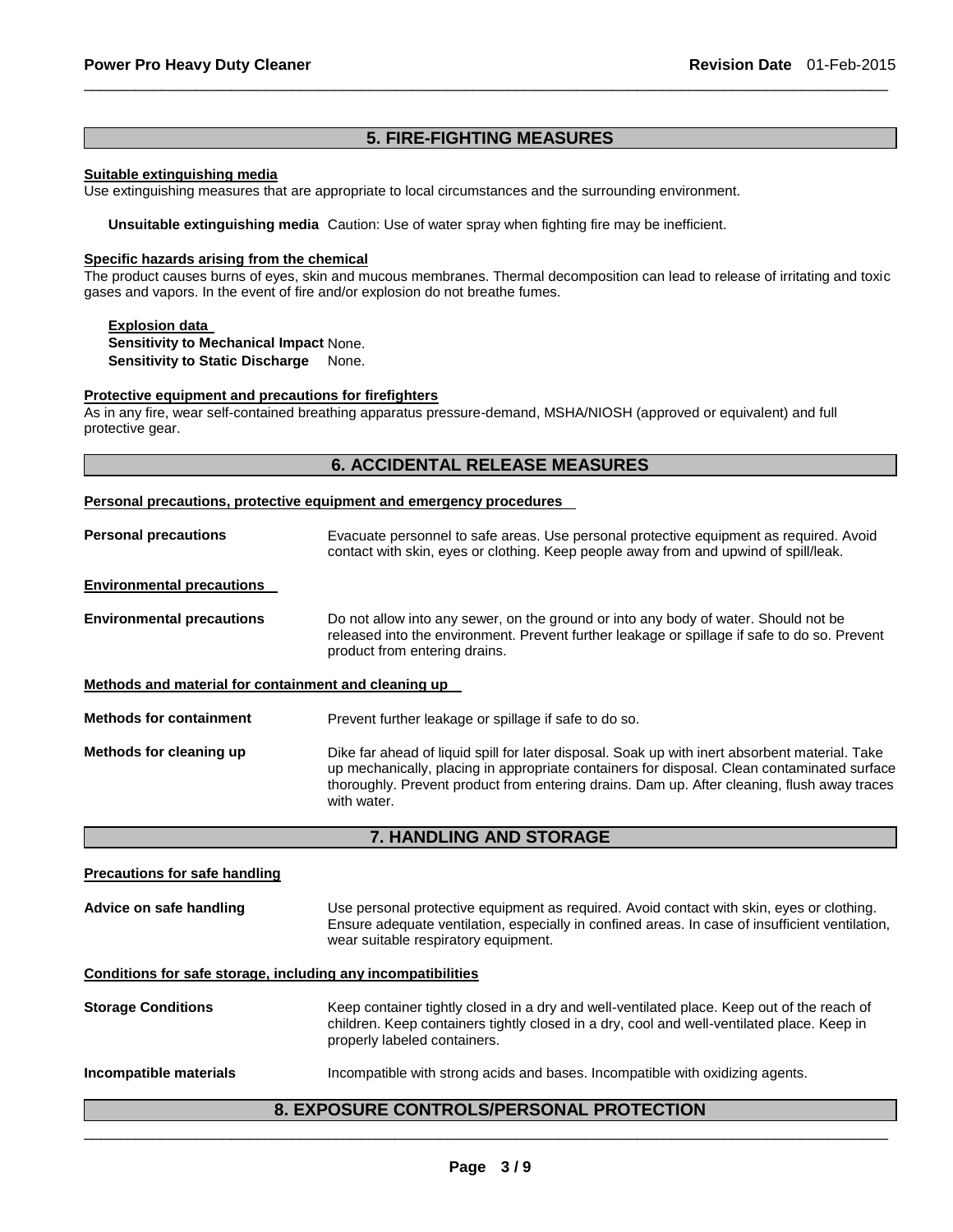## 5. FIRE-FIGHTING MEASURES

**Suitable extinguishing media**

Use extinguishing measures that are appropriate to local circumstances and the surrounding environment.

**Unsuitable extinguishing media** Caution: Use of water spray when fighting fire may be inefficient.

**Specific hazards arising from the chemical**

The product causes burns of eyes, skin and mucous membranes. Thermal decomposition can lead to release of irritating and toxic gases and vapors. In the event of fire and/or explosion do not breathe fumes.

**Explosion data**

**Sensitivity to Mechanical Impact** None.

**Sensitivity to Static Discharge** None.

**Protective equipment and precautions for firefighters**

As in any fire, wear self-contained breathing apparatus pressure-demand, MSHA/NIOSH (approved or equivalent) and full protective gear.

## 6. ACCIDENTAL RELEASE MEASURES

**Personal precautions, protective equipment and emergency procedures**

**Personal precautions** Evacuate personnel to safe areas. Use personal protective equipment as required. Avoid contact with skin, eyes or clothing. Keep people away from and upwind of spill/leak.

**Environmental precautions**

**Environmental precautions** Do not allow into any sewer, on the ground or into any body of water. Should not be released into the environment. Prevent further leakage or spillage if safe to do so. Prevent product from entering drains.

**Methods and material for containment and cleaning up**

**Methods for containment** Prevent further leakage or spillage if safe to do so.

**Methods for cleaning up** Dike far ahead of liquid spill for later disposal. Soak up with inert absorbent material. Take up mechanically, placing in appropriate containers for disposal. Clean contaminated surface thoroughly. Prevent product from entering drains. Dam up. After cleaning, flush away traces with water.

## 7. HANDLING AND STORAGE

**Precautions for safe handling**

**Advice on safe handling** Use personal protective equipment as required. Avoid contact with skin, eyes or clothing. Ensure adequate ventilation, especially in confined areas. In case of insufficient ventilation, wear suitable respiratory equipment.

**Conditions for safe storage, including any incompatibilities**

**Storage Conditions** Keep container tightly closed in a dry and well-ventilated place. Keep out of the reach of children. Keep containers tightly closed in a dry, cool and well-ventilated place. Keep in properly labeled containers.

**Incompatible materials** Incompatible with strong acids and bases. Incompatible with oxidizing agents.

## 8. EXPOSURE CONTROLS/PERSONAL PROTECTION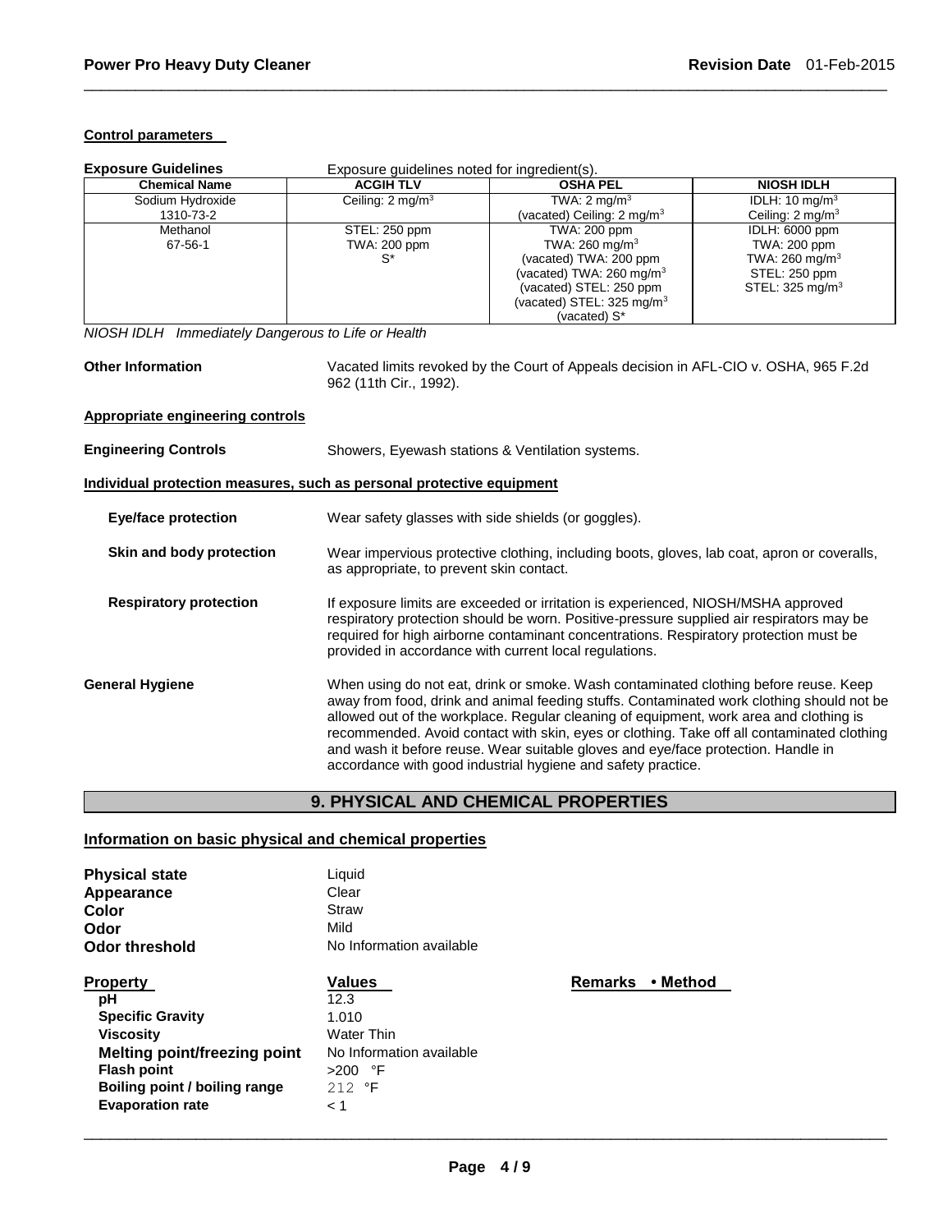**Control parameters**

**Exposure Guidelines** Exposure guidelines noted for ingredient(s).

| Chemical Name | ACGIH TLV | OSHA PEL | NIOSH IDLH |
|---|---|---|---|
| Sodium Hydroxide<br>1310-73-2 | Ceiling: 2 mg/m$^3$ | TWA: 2 mg/m$^3$<br>(vacated) Ceiling: 2 mg/m$^3$ | IDLH: 10 mg/m$^3$<br>Ceiling: 2 mg/m$^3$ |
| Methanol<br>67-56-1 | STEL: 250 ppm<br>TWA: 200 ppm<br>S* | TWA: 200 ppm<br>TWA: 260 mg/m$^3$<br>(vacated) TWA: 200 ppm<br>(vacated) TWA: 260 mg/m$^3$<br>(vacated) STEL: 250 ppm<br>(vacated) STEL: 325 mg/m$^3$<br>(vacated) S* | IDLH: 6000 ppm<br>TWA: 200 ppm<br>TWA: 260 mg/m$^3$<br>STEL: 250 ppm<br>STEL: 325 mg/m$^3$ |

*NIOSH IDLH Immediately Dangerous to Life or Health*

**Other Information** Vacated limits revoked by the Court of Appeals decision in AFL-CIO v. OSHA, 965 F.2d 962 (11th Cir., 1992).

**Appropriate engineering controls**

**Engineering Controls** Showers, Eyewash stations & Ventilation systems.

**Individual protection measures, such as personal protective equipment**

**Eye/face protection** Wear safety glasses with side shields (or goggles).

**Skin and body protection** Wear impervious protective clothing, including boots, gloves, lab coat, apron or coveralls, as appropriate, to prevent skin contact.

**Respiratory protection** If exposure limits are exceeded or irritation is experienced, NIOSH/MSHA approved respiratory protection should be worn. Positive-pressure supplied air respirators may be required for high airborne contaminant concentrations. Respiratory protection must be provided in accordance with current local regulations.

**General Hygiene** When using do not eat, drink or smoke. Wash contaminated clothing before reuse. Keep away from food, drink and animal feeding stuffs. Contaminated work clothing should not be allowed out of the workplace. Regular cleaning of equipment, work area and clothing is recommended. Avoid contact with skin, eyes or clothing. Take off all contaminated clothing and wash it before reuse. Wear suitable gloves and eye/face protection. Handle in accordance with good industrial hygiene and safety practice.

## 9. PHYSICAL AND CHEMICAL PROPERTIES

**Information on basic physical and chemical properties**

**Physical state** Liquid
**Appearance** Clear
**Color** Straw
**Odor** Mild
**Odor threshold** No Information available

| Property | Values | Remarks • Method |
|---|---|---|
| pH | 12.3 | |
| Specific Gravity | 1.010 | |
| Viscosity | Water Thin | |
| Melting point/freezing point | No Information available | |
| Flash point | >200 °F | |
| Boiling point / boiling range | 212 °F | |
| Evaporation rate | < 1 | |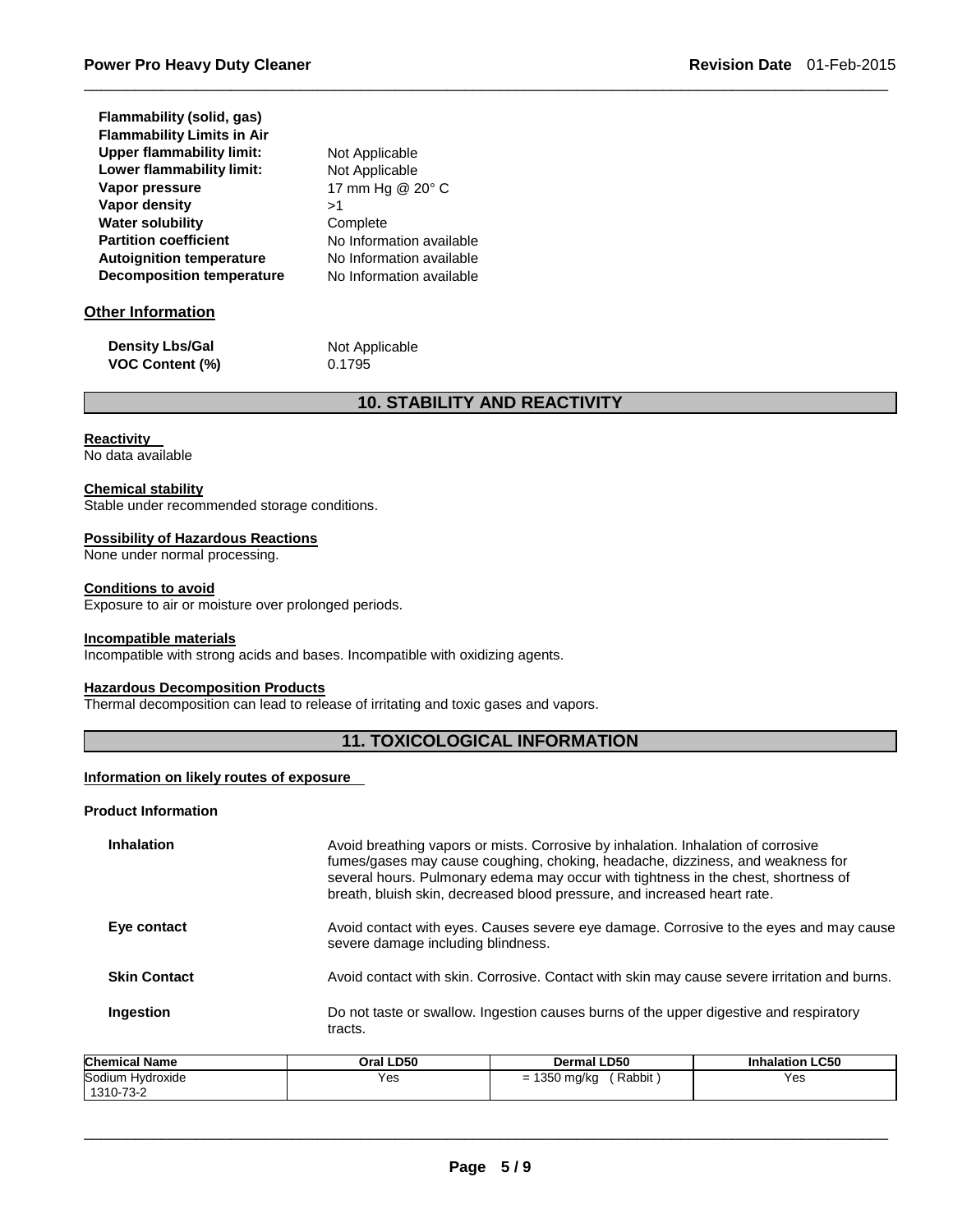| | |
|---|---|
| **Flammability (solid, gas)** | |
| **Flammability Limits in Air** | |
| **Upper flammability limit:** | Not Applicable |
| **Lower flammability limit:** | Not Applicable |
| **Vapor pressure** | 17 mm Hg @ 20° C |
| **Vapor density** | >1 |
| **Water solubility** | Complete |
| **Partition coefficient** | No Information available |
| **Autoignition temperature** | No Information available |
| **Decomposition temperature** | No Information available |

### Other Information

| | |
|---|---|
| **Density Lbs/Gal** | Not Applicable |
| **VOC Content (%)** | 0.1795 |

## 10. STABILITY AND REACTIVITY

**Reactivity**
No data available

**Chemical stability**
Stable under recommended storage conditions.

**Possibility of Hazardous Reactions**
None under normal processing.

**Conditions to avoid**
Exposure to air or moisture over prolonged periods.

**Incompatible materials**
Incompatible with strong acids and bases. Incompatible with oxidizing agents.

**Hazardous Decomposition Products**
Thermal decomposition can lead to release of irritating and toxic gases and vapors.

## 11. TOXICOLOGICAL INFORMATION

**Information on likely routes of exposure**

**Product Information**

**Inhalation** Avoid breathing vapors or mists. Corrosive by inhalation. Inhalation of corrosive fumes/gases may cause coughing, choking, headache, dizziness, and weakness for several hours. Pulmonary edema may occur with tightness in the chest, shortness of breath, bluish skin, decreased blood pressure, and increased heart rate.

**Eye contact** Avoid contact with eyes. Causes severe eye damage. Corrosive to the eyes and may cause severe damage including blindness.

**Skin Contact** Avoid contact with skin. Corrosive. Contact with skin may cause severe irritation and burns.

**Ingestion** Do not taste or swallow. Ingestion causes burns of the upper digestive and respiratory tracts.

| Chemical Name | Oral LD50 | Dermal LD50 | Inhalation LC50 |
|---|---|---|---|
| Sodium Hydroxide 1310-73-2 | Yes | = 1350 mg/kg ( Rabbit ) | Yes |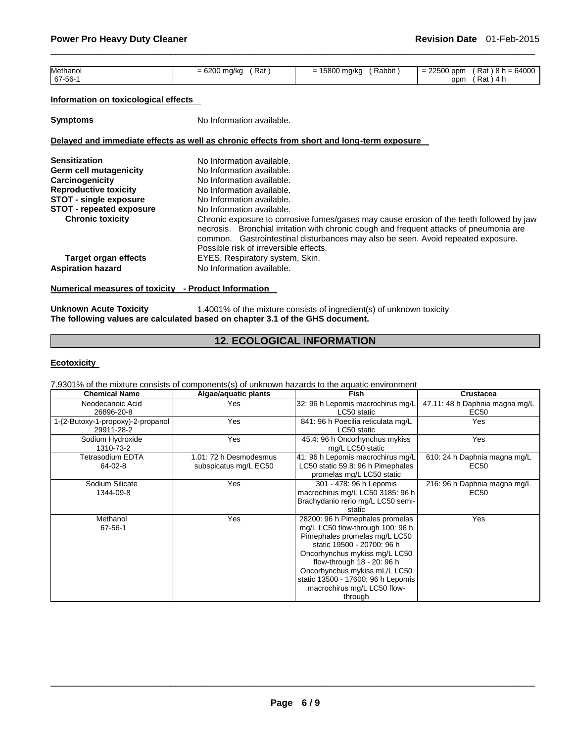| Methanol<br>67-56-1 | = 6200 mg/kg ( Rat ) | = 15800 mg/kg ( Rabbit ) | = 22500 ppm ( Rat ) 8 h = 64000 ppm ( Rat ) 4 h |
|---|---|---|---|

**Information on toxicological effects**

**Symptoms** No Information available.

**Delayed and immediate effects as well as chronic effects from short and long-term exposure**

**Sensitization** No Information available.
**Germ cell mutagenicity** No Information available.
**Carcinogenicity** No Information available.
**Reproductive toxicity** No Information available.
**STOT - single exposure** No Information available.
**STOT - repeated exposure** No Information available.
**Chronic toxicity** Chronic exposure to corrosive fumes/gases may cause erosion of the teeth followed by jaw necrosis. Bronchial irritation with chronic cough and frequent attacks of pneumonia are common. Gastrointestinal disturbances may also be seen. Avoid repeated exposure. Possible risk of irreversible effects.
**Target organ effects** EYES, Respiratory system, Skin.
**Aspiration hazard** No Information available.

**Numerical measures of toxicity - Product Information**

**Unknown Acute Toxicity** 1.4001% of the mixture consists of ingredient(s) of unknown toxicity
**The following values are calculated based on chapter 3.1 of the GHS document.**

## 12. ECOLOGICAL INFORMATION

**Ecotoxicity**

7.9301% of the mixture consists of components(s) of unknown hazards to the aquatic environment

| Chemical Name | Algae/aquatic plants | Fish | Crustacea |
|---|---|---|---|
| Neodecanoic Acid<br>26896-20-8 | Yes | 32: 96 h Lepomis macrochirus mg/L LC50 static | 47.11: 48 h Daphnia magna mg/L EC50 |
| 1-(2-Butoxy-1-propoxy)-2-propanol<br>29911-28-2 | Yes | 841: 96 h Poecilia reticulata mg/L LC50 static | Yes |
| Sodium Hydroxide<br>1310-73-2 | Yes | 45.4: 96 h Oncorhynchus mykiss mg/L LC50 static | Yes |
| Tetrasodium EDTA<br>64-02-8 | 1.01: 72 h Desmodesmus subspicatus mg/L EC50 | 41: 96 h Lepomis macrochirus mg/L LC50 static 59.8: 96 h Pimephales promelas mg/L LC50 static | 610: 24 h Daphnia magna mg/L EC50 |
| Sodium Silicate<br>1344-09-8 | Yes | 301 - 478: 96 h Lepomis macrochirus mg/L LC50 3185: 96 h Brachydanio rerio mg/L LC50 semi-static | 216: 96 h Daphnia magna mg/L EC50 |
| Methanol<br>67-56-1 | Yes | 28200: 96 h Pimephales promelas mg/L LC50 flow-through 100: 96 h Pimephales promelas mg/L LC50 static 19500 - 20700: 96 h Oncorhynchus mykiss mg/L LC50 flow-through 18 - 20: 96 h Oncorhynchus mykiss mL/L LC50 static 13500 - 17600: 96 h Lepomis macrochirus mg/L LC50 flow-through | Yes |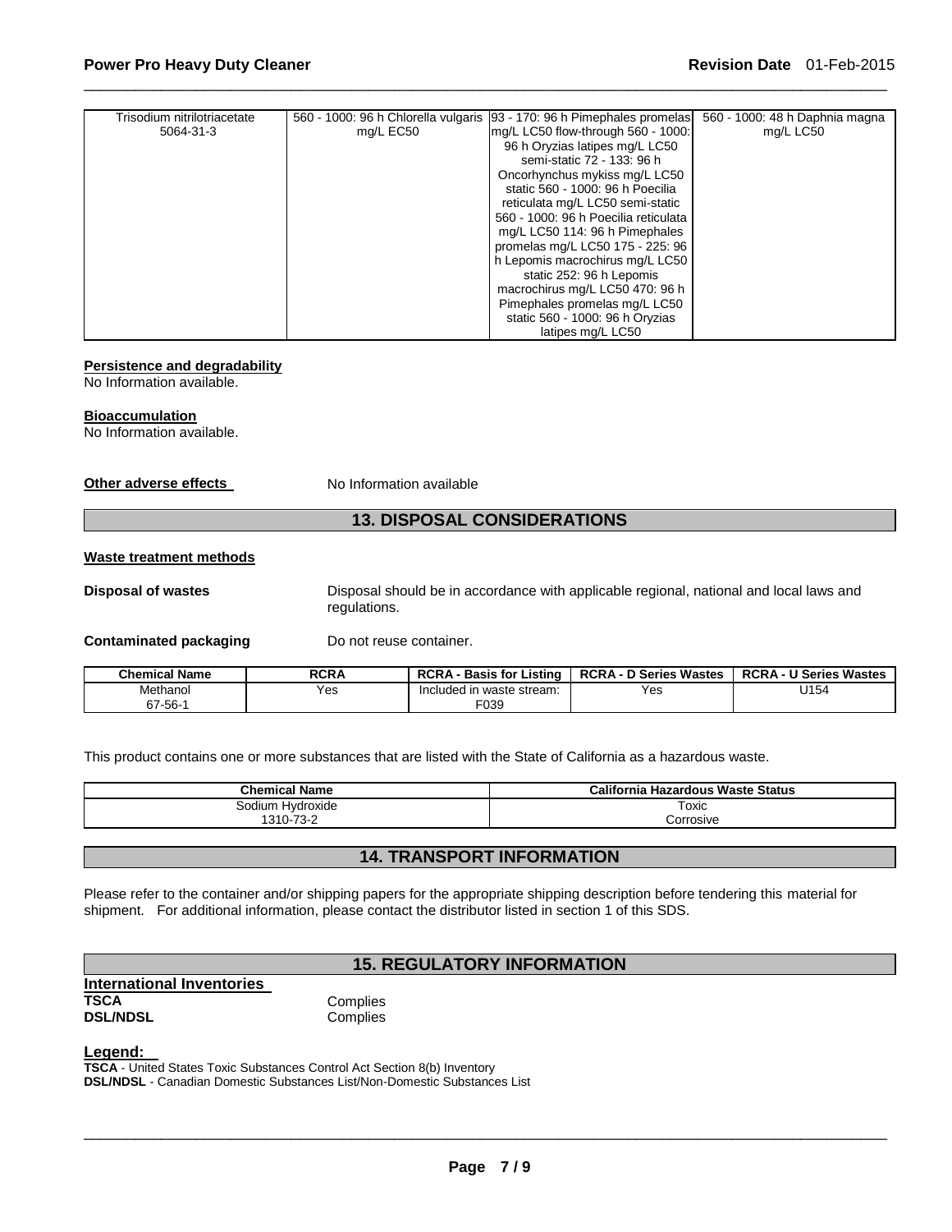| Trisodium nitrilotriacetate 5064-31-3 | 560 - 1000: 96 h Chlorella vulgaris mg/L EC50 | 93 - 170: 96 h Pimephales promelas mg/L LC50 flow-through 560 - 1000: 96 h Oryzias latipes mg/L LC50 semi-static 72 - 133: 96 h Oncorhynchus mykiss mg/L LC50 static 560 - 1000: 96 h Poecilia reticulata mg/L LC50 semi-static 560 - 1000: 96 h Poecilia reticulata mg/L LC50 114: 96 h Pimephales promelas mg/L LC50 175 - 225: 96 h Lepomis macrochirus mg/L LC50 static 252: 96 h Lepomis macrochirus mg/L LC50 470: 96 h Pimephales promelas mg/L LC50 static 560 - 1000: 96 h Oryzias latipes mg/L LC50 | 560 - 1000: 48 h Daphnia magna mg/L LC50 |
|---|---|---|---|

**Persistence and degradability**
No Information available.

**Bioaccumulation**
No Information available.

**Other adverse effects** No Information available

## 13. DISPOSAL CONSIDERATIONS

**Waste treatment methods**

**Disposal of wastes** Disposal should be in accordance with applicable regional, national and local laws and regulations.

**Contaminated packaging** Do not reuse container.

| Chemical Name | RCRA | RCRA - Basis for Listing | RCRA - D Series Wastes | RCRA - U Series Wastes |
|---|---|---|---|---|
| Methanol 67-56-1 | Yes | Included in waste stream: F039 | Yes | U154 |

This product contains one or more substances that are listed with the State of California as a hazardous waste.

| Chemical Name | California Hazardous Waste Status |
|---|---|
| Sodium Hydroxide 1310-73-2 | Toxic Corrosive |

## 14. TRANSPORT INFORMATION

Please refer to the container and/or shipping papers for the appropriate shipping description before tendering this material for shipment. For additional information, please contact the distributor listed in section 1 of this SDS.

## 15. REGULATORY INFORMATION

**International Inventories**
**TSCA** Complies
**DSL/NDSL** Complies

**Legend:**
**TSCA** - United States Toxic Substances Control Act Section 8(b) Inventory
**DSL/NDSL** - Canadian Domestic Substances List/Non-Domestic Substances List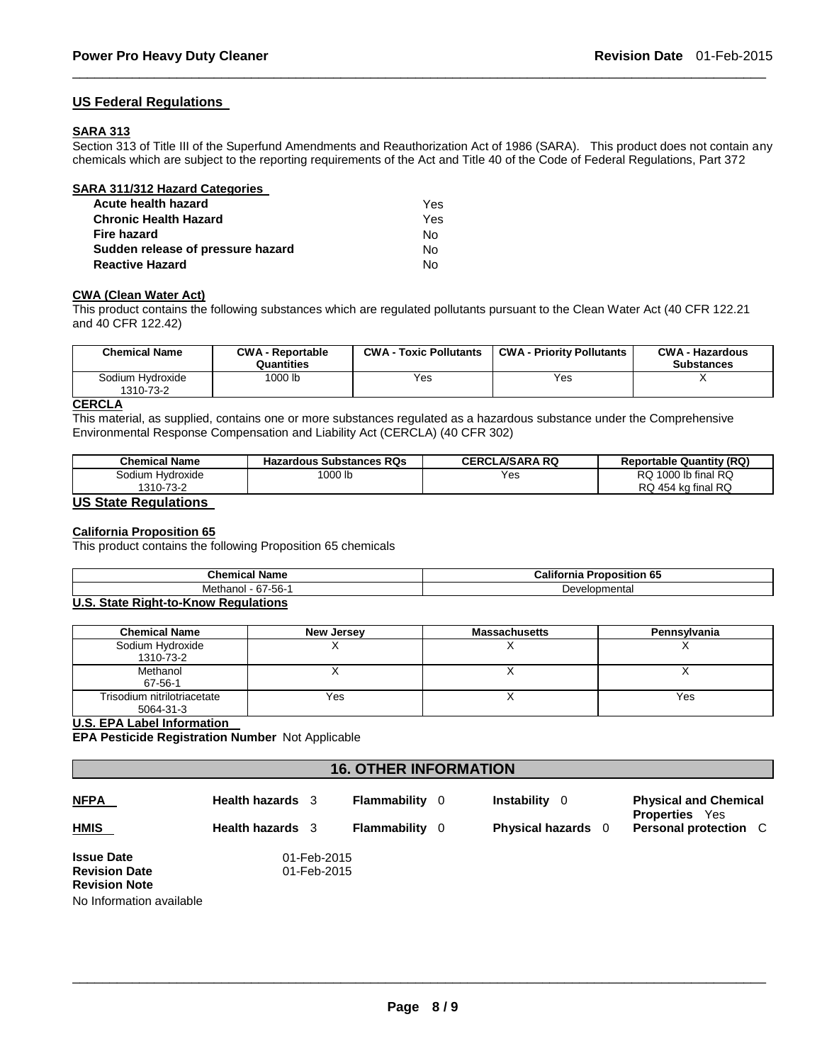## US Federal Regulations

### SARA 313

Section 313 of Title III of the Superfund Amendments and Reauthorization Act of 1986 (SARA). This product does not contain any chemicals which are subject to the reporting requirements of the Act and Title 40 of the Code of Federal Regulations, Part 372

### SARA 311/312 Hazard Categories

| | |
|---|---|
| **Acute health hazard** | Yes |
| **Chronic Health Hazard** | Yes |
| **Fire hazard** | No |
| **Sudden release of pressure hazard** | No |
| **Reactive Hazard** | No |

### CWA (Clean Water Act)

This product contains the following substances which are regulated pollutants pursuant to the Clean Water Act (40 CFR 122.21 and 40 CFR 122.42)

| Chemical Name | CWA - Reportable Quantities | CWA - Toxic Pollutants | CWA - Priority Pollutants | CWA - Hazardous Substances |
|---|---|---|---|---|
| Sodium Hydroxide 1310-73-2 | 1000 lb | Yes | Yes | X |

### CERCLA

This material, as supplied, contains one or more substances regulated as a hazardous substance under the Comprehensive Environmental Response Compensation and Liability Act (CERCLA) (40 CFR 302)

| Chemical Name | Hazardous Substances RQs | CERCLA/SARA RQ | Reportable Quantity (RQ) |
|---|---|---|---|
| Sodium Hydroxide 1310-73-2 | 1000 lb | Yes | RQ 1000 lb final RQ RQ 454 kg final RQ |

## US State Regulations

### California Proposition 65

This product contains the following Proposition 65 chemicals

| Chemical Name | California Proposition 65 |
|---|---|
| Methanol - 67-56-1 | Developmental |

### U.S. State Right-to-Know Regulations

| Chemical Name | New Jersey | Massachusetts | Pennsylvania |
|---|---|---|---|
| Sodium Hydroxide 1310-73-2 | X | X | X |
| Methanol 67-56-1 | X | X | X |
| Trisodium nitrilotriacetate 5064-31-3 | Yes | X | Yes |

### U.S. EPA Label Information

**EPA Pesticide Registration Number** Not Applicable

## 16. OTHER INFORMATION

| | | | | |
|---|---|---|---|---|
| **NFPA** | **Health hazards** 3 | **Flammability** 0 | **Instability** 0 | **Physical and Chemical Properties** Yes |
| **HMIS** | **Health hazards** 3 | **Flammability** 0 | **Physical hazards** 0 | **Personal protection** C |

**Issue Date** 01-Feb-2015
**Revision Date** 01-Feb-2015
**Revision Note**
No Information available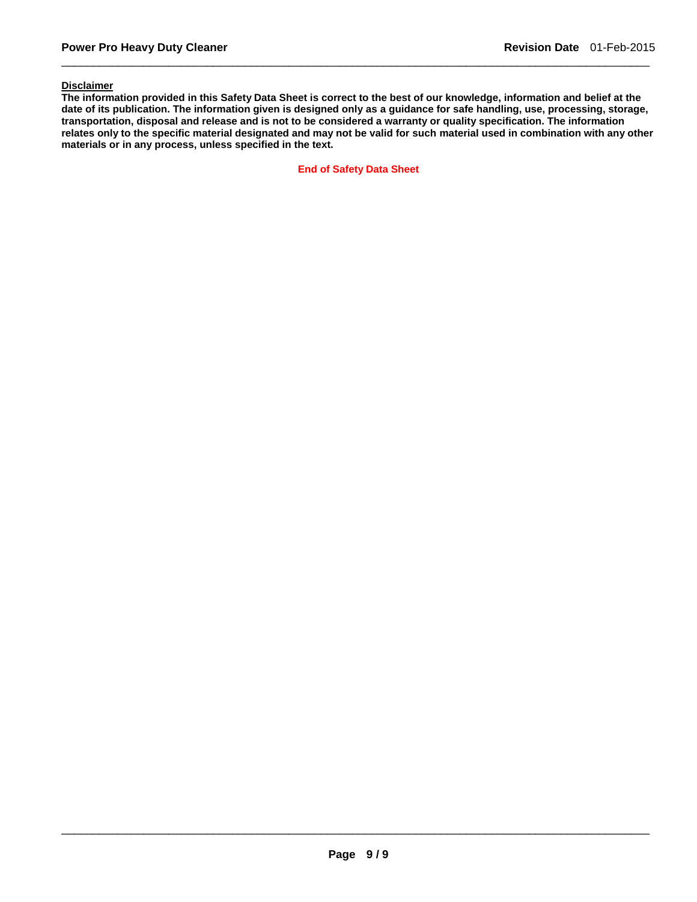**Disclaimer**

**The information provided in this Safety Data Sheet is correct to the best of our knowledge, information and belief at the date of its publication. The information given is designed only as a guidance for safe handling, use, processing, storage, transportation, disposal and release and is not to be considered a warranty or quality specification. The information relates only to the specific material designated and may not be valid for such material used in combination with any other materials or in any process, unless specified in the text.**

**End of Safety Data Sheet**